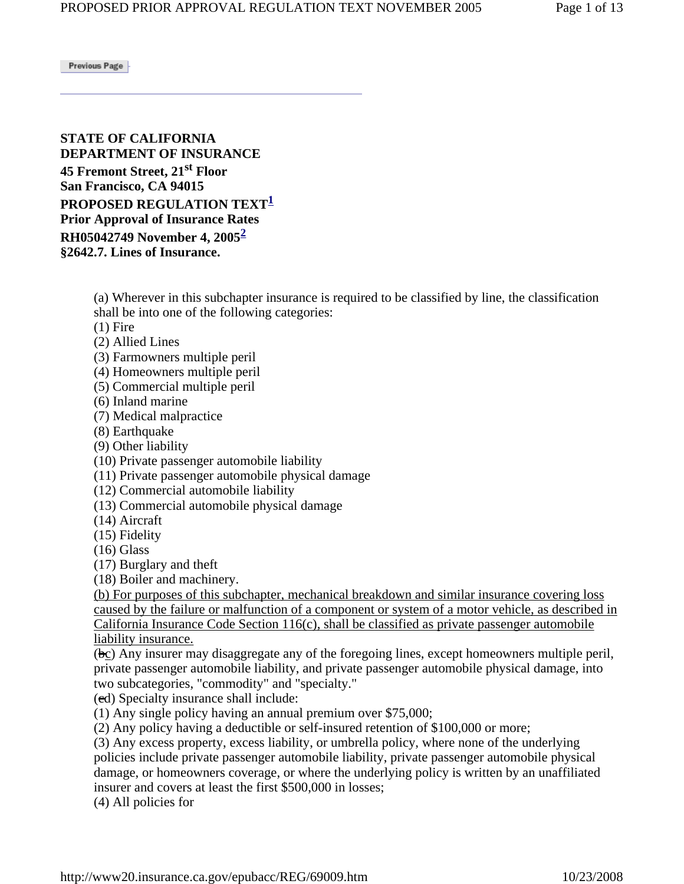Previous Page

**STATE OF CALIFORNIA**
**DEPARTMENT OF INSURANCE**
**45 Fremont Street, 21st Floor**
**San Francisco, CA 94015**
**PROPOSED REGULATION TEXT[1]**
**Prior Approval of Insurance Rates**
**RH05042749 November 4, 2005[2]**
**§2642.7. Lines of Insurance.**

(a) Wherever in this subchapter insurance is required to be classified by line, the classification shall be into one of the following categories:
(1) Fire
(2) Allied Lines
(3) Farmowners multiple peril
(4) Homeowners multiple peril
(5) Commercial multiple peril
(6) Inland marine
(7) Medical malpractice
(8) Earthquake
(9) Other liability
(10) Private passenger automobile liability
(11) Private passenger automobile physical damage
(12) Commercial automobile liability
(13) Commercial automobile physical damage
(14) Aircraft
(15) Fidelity
(16) Glass
(17) Burglary and theft
(18) Boiler and machinery.
<u>(b) For purposes of this subchapter, mechanical breakdown and similar insurance covering loss caused by the failure or malfunction of a component or system of a motor vehicle, as described in California Insurance Code Section 116(c), shall be classified as private passenger automobile liability insurance.</u>
(~~b~~<u>c</u>) Any insurer may disaggregate any of the foregoing lines, except homeowners multiple peril, private passenger automobile liability, and private passenger automobile physical damage, into two subcategories, "commodity" and "specialty."
(~~c~~<u>d</u>) Specialty insurance shall include:
(1) Any single policy having an annual premium over $75,000;
(2) Any policy having a deductible or self-insured retention of $100,000 or more;
(3) Any excess property, excess liability, or umbrella policy, where none of the underlying policies include private passenger automobile liability, private passenger automobile physical damage, or homeowners coverage, or where the underlying policy is written by an unaffiliated insurer and covers at least the first $500,000 in losses;
(4) All policies for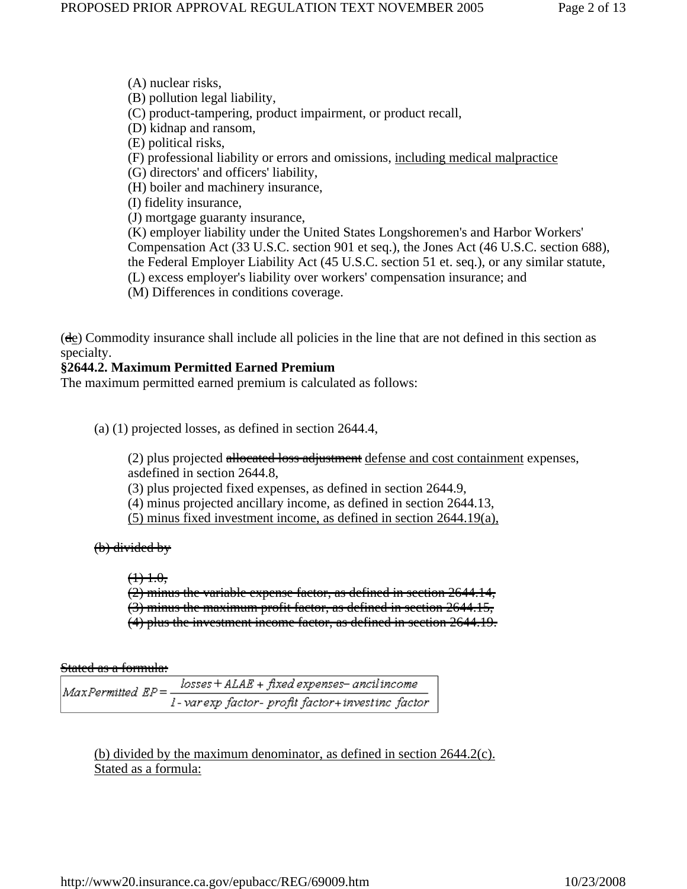(A) nuclear risks,
(B) pollution legal liability,
(C) product-tampering, product impairment, or product recall,
(D) kidnap and ransom,
(E) political risks,
(F) professional liability or errors and omissions, <u>including medical malpractice</u>
(G) directors' and officers' liability,
(H) boiler and machinery insurance,
(I) fidelity insurance,
(J) mortgage guaranty insurance,
(K) employer liability under the United States Longshoremen's and Harbor Workers' Compensation Act (33 U.S.C. section 901 et seq.), the Jones Act (46 U.S.C. section 688), the Federal Employer Liability Act (45 U.S.C. section 51 et. seq.), or any similar statute,
(L) excess employer's liability over workers' compensation insurance; and
(M) Differences in conditions coverage.

(~~d~~<u>e</u>) Commodity insurance shall include all policies in the line that are not defined in this section as specialty.

**§2644.2. Maximum Permitted Earned Premium**

The maximum permitted earned premium is calculated as follows:

(a) (1) projected losses, as defined in section 2644.4,

(2) plus projected ~~allocated loss adjustment~~ <u>defense and cost containment</u> expenses, asdefined in section 2644.8,
(3) plus projected fixed expenses, as defined in section 2644.9,
(4) minus projected ancillary income, as defined in section 2644.13,
<u>(5) minus fixed investment income, as defined in section 2644.19(a),</u>

~~(b) divided by~~

~~(1) 1.0,~~
~~(2) minus the variable expense factor, as defined in section 2644.14,~~
~~(3) minus the maximum profit factor, as defined in section 2644.15,~~
~~(4) plus the investment income factor, as defined in section 2644.19.~~

~~Stated as a formula:~~

$$MaxPermitted\ EP = \frac{losses + ALAE + fixed\ expenses - ancil\ income}{1 - var\ exp\ factor - profit\ factor + invest\ inc\ factor}$$

<u>(b) divided by the maximum denominator, as defined in section 2644.2(c).</u>
<u>Stated as a formula:</u>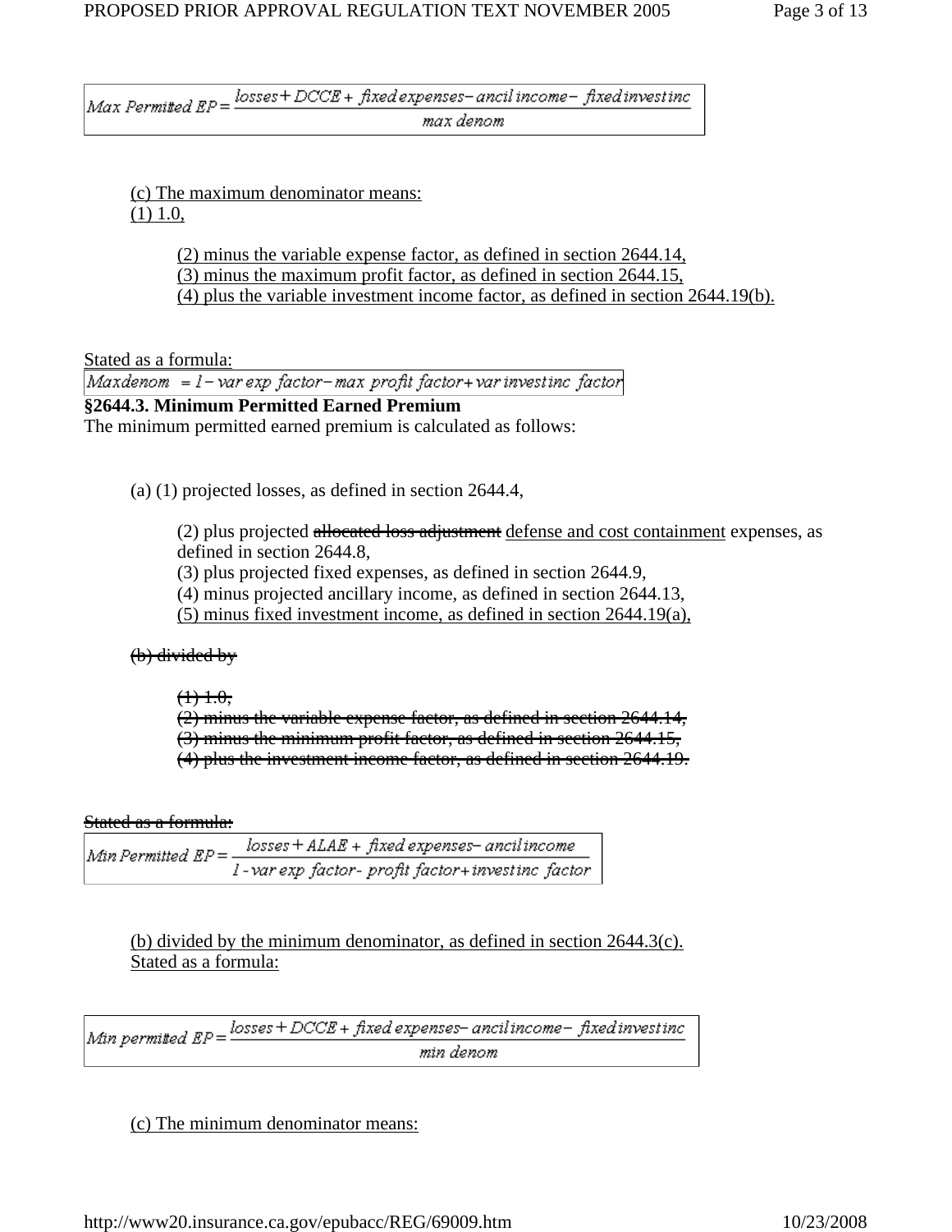$$Max\ Permitted\ EP = \frac{losses + DCCE + fixed\ expenses - ancil\ income - fixed\ invest\ inc}{max\ denom}$$

<u>(c) The maximum denominator means:</u>
<u>(1) 1.0,</u>

<u>(2) minus the variable expense factor, as defined in section 2644.14,</u>
<u>(3) minus the maximum profit factor, as defined in section 2644.15,</u>
<u>(4) plus the variable investment income factor, as defined in section 2644.19(b).</u>

<u>Stated as a formula:</u>

$$Maxdenom = 1 - var\ exp\ factor - max\ profit\ factor + var\ invest\ inc\ factor$$

**§2644.3. Minimum Permitted Earned Premium**

The minimum permitted earned premium is calculated as follows:

(a) (1) projected losses, as defined in section 2644.4,

(2) plus projected ~~allocated loss adjustment~~ <u>defense and cost containment</u> expenses, as defined in section 2644.8,
(3) plus projected fixed expenses, as defined in section 2644.9,
(4) minus projected ancillary income, as defined in section 2644.13,
<u>(5) minus fixed investment income, as defined in section 2644.19(a),</u>

~~(b) divided by~~

~~(1) 1.0,~~
~~(2) minus the variable expense factor, as defined in section 2644.14,~~
~~(3) minus the minimum profit factor, as defined in section 2644.15,~~
~~(4) plus the investment income factor, as defined in section 2644.19.~~

~~Stated as a formula:~~

$$Min\ Permitted\ EP = \frac{losses + ALAE + fixed\ expenses - ancil\ income}{1 - var\ exp\ factor - profit\ factor + invest\ inc\ factor}$$

<u>(b) divided by the minimum denominator, as defined in section 2644.3(c).</u>
<u>Stated as a formula:</u>

$$Min\ permitted\ EP = \frac{losses + DCCE + fixed\ expenses - ancil\ income - fixed\ invest\ inc}{min\ denom}$$

<u>(c) The minimum denominator means:</u>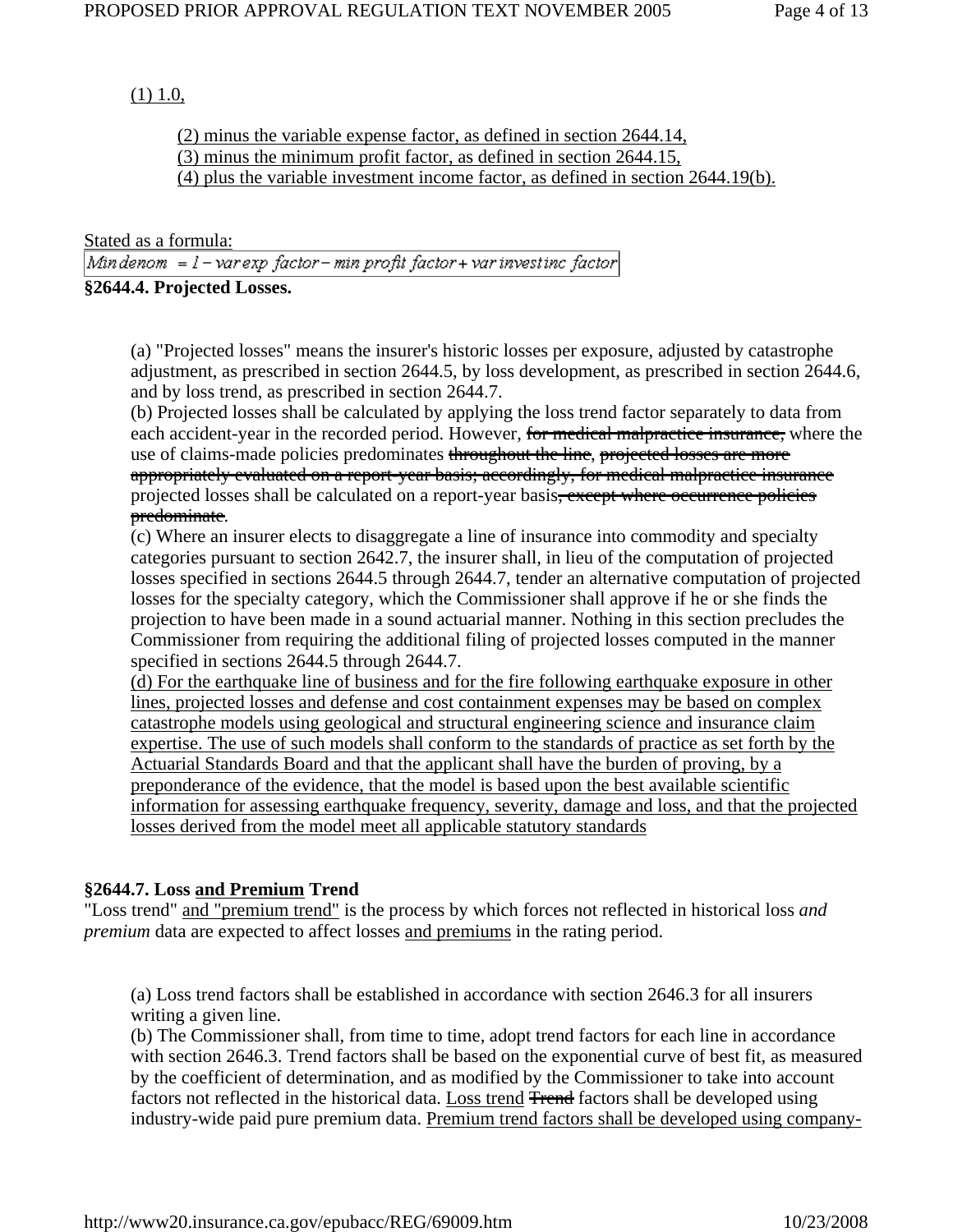(1) 1.0,

(2) minus the variable expense factor, as defined in section 2644.14,
(3) minus the minimum profit factor, as defined in section 2644.15,
(4) plus the variable investment income factor, as defined in section 2644.19(b).

Stated as a formula:

$$Min\,denom = 1 - var\,exp\ factor - min\ profit\ factor + var\,invest\,inc\ factor$$

**§2644.4. Projected Losses.**

(a) "Projected losses" means the insurer's historic losses per exposure, adjusted by catastrophe adjustment, as prescribed in section 2644.5, by loss development, as prescribed in section 2644.6, and by loss trend, as prescribed in section 2644.7.
(b) Projected losses shall be calculated by applying the loss trend factor separately to data from each accident-year in the recorded period. However, ~~for medical malpractice insurance,~~ where the use of claims-made policies predominates ~~throughout the line~~, ~~projected losses are more appropriately evaluated on a report-year basis; accordingly, for medical malpractice insurance~~ projected losses shall be calculated on a report-year basis~~, except where occurrence policies predominate~~.
(c) Where an insurer elects to disaggregate a line of insurance into commodity and specialty categories pursuant to section 2642.7, the insurer shall, in lieu of the computation of projected losses specified in sections 2644.5 through 2644.7, tender an alternative computation of projected losses for the specialty category, which the Commissioner shall approve if he or she finds the projection to have been made in a sound actuarial manner. Nothing in this section precludes the Commissioner from requiring the additional filing of projected losses computed in the manner specified in sections 2644.5 through 2644.7.
(d) For the earthquake line of business and for the fire following earthquake exposure in other lines, projected losses and defense and cost containment expenses may be based on complex catastrophe models using geological and structural engineering science and insurance claim expertise. The use of such models shall conform to the standards of practice as set forth by the Actuarial Standards Board and that the applicant shall have the burden of proving, by a preponderance of the evidence, that the model is based upon the best available scientific information for assessing earthquake frequency, severity, damage and loss, and that the projected losses derived from the model meet all applicable statutory standards

**§2644.7. Loss and Premium Trend**

"Loss trend" and "premium trend" is the process by which forces not reflected in historical loss *and premium* data are expected to affect losses and premiums in the rating period.

(a) Loss trend factors shall be established in accordance with section 2646.3 for all insurers writing a given line.
(b) The Commissioner shall, from time to time, adopt trend factors for each line in accordance with section 2646.3. Trend factors shall be based on the exponential curve of best fit, as measured by the coefficient of determination, and as modified by the Commissioner to take into account factors not reflected in the historical data. Loss trend ~~Trend~~ factors shall be developed using industry-wide paid pure premium data. Premium trend factors shall be developed using company-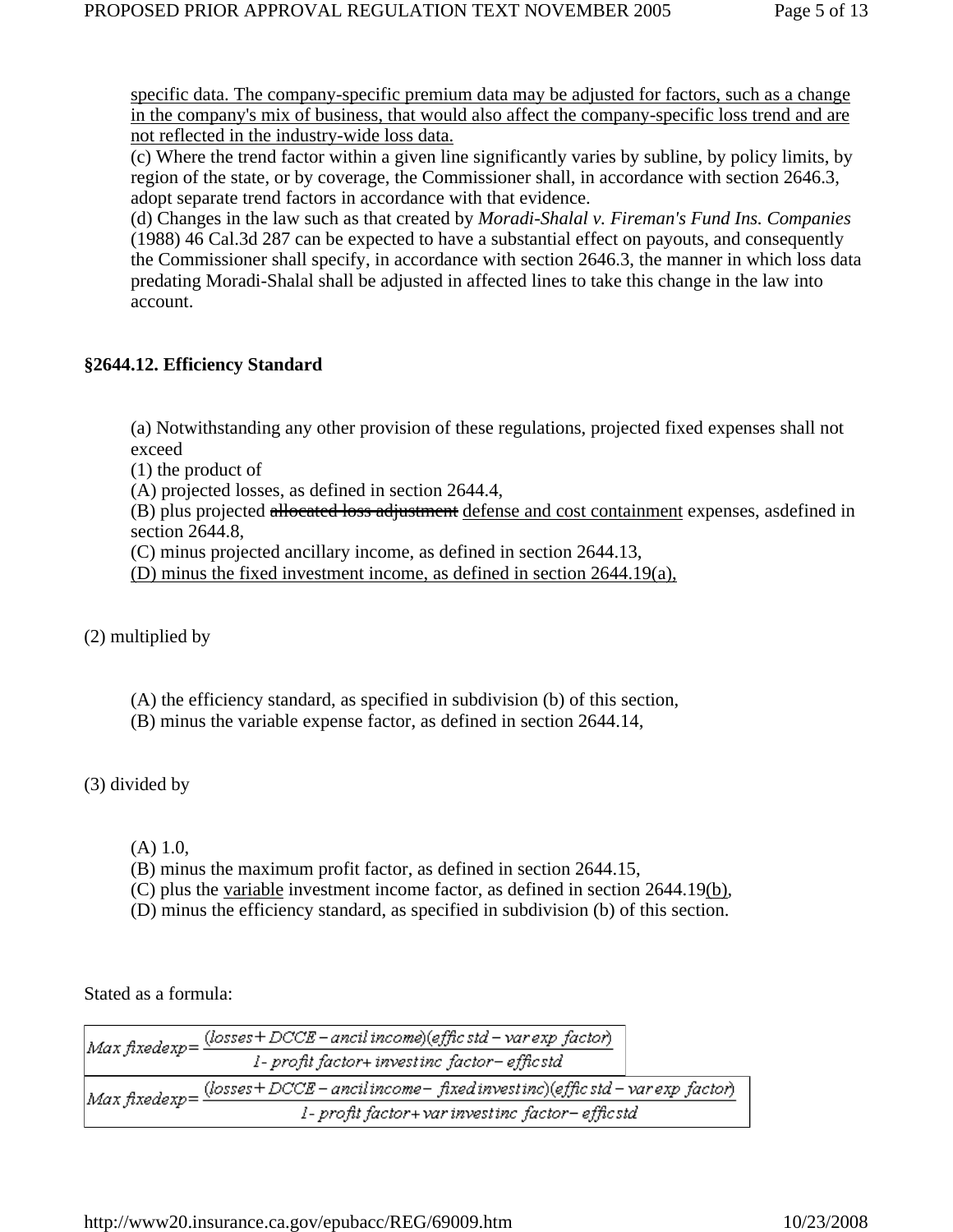specific data. The company-specific premium data may be adjusted for factors, such as a change in the company's mix of business, that would also affect the company-specific loss trend and are not reflected in the industry-wide loss data.

(c) Where the trend factor within a given line significantly varies by subline, by policy limits, by region of the state, or by coverage, the Commissioner shall, in accordance with section 2646.3, adopt separate trend factors in accordance with that evidence.

(d) Changes in the law such as that created by *Moradi-Shalal v. Fireman's Fund Ins. Companies* (1988) 46 Cal.3d 287 can be expected to have a substantial effect on payouts, and consequently the Commissioner shall specify, in accordance with section 2646.3, the manner in which loss data predating Moradi-Shalal shall be adjusted in affected lines to take this change in the law into account.

### §2644.12. Efficiency Standard

(a) Notwithstanding any other provision of these regulations, projected fixed expenses shall not exceed

(1) the product of

(A) projected losses, as defined in section 2644.4,

(B) plus projected ~~allocated loss adjustment~~ defense and cost containment expenses, asdefined in section 2644.8,

(C) minus projected ancillary income, as defined in section 2644.13,

(D) minus the fixed investment income, as defined in section 2644.19(a),

(2) multiplied by

(A) the efficiency standard, as specified in subdivision (b) of this section,

(B) minus the variable expense factor, as defined in section 2644.14,

(3) divided by

(A) 1.0,

(B) minus the maximum profit factor, as defined in section 2644.15,

(C) plus the variable investment income factor, as defined in section 2644.19(b),

(D) minus the efficiency standard, as specified in subdivision (b) of this section.

Stated as a formula:

$$Max\ fixedexp = \frac{(losses + DCCE - ancil\ income)(effic\ std - var\ exp\ factor)}{1 - profit\ factor + invest\ inc\ factor - effic\ std}$$

$$Max\ fixedexp = \frac{(losses + DCCE - ancil\ income - fixed\ invest\ inc)(effic\ std - var\ exp\ factor)}{1 - profit\ factor + var\ invest\ inc\ factor - effic\ std}$$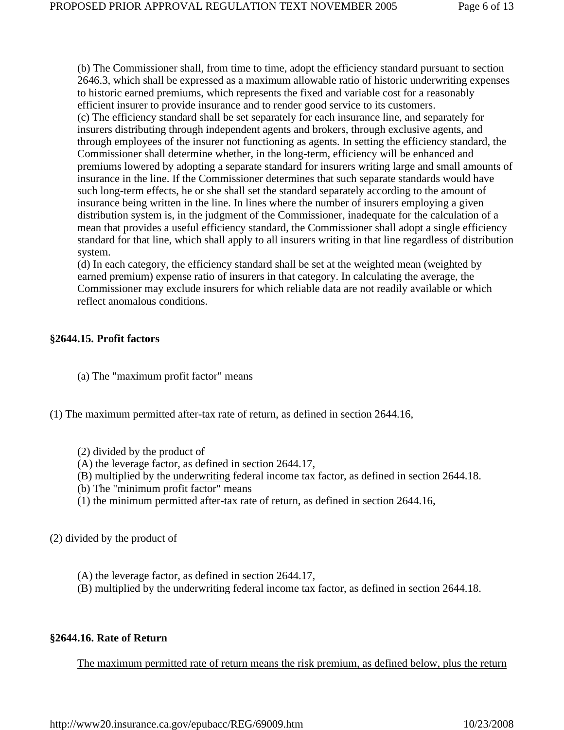(b) The Commissioner shall, from time to time, adopt the efficiency standard pursuant to section 2646.3, which shall be expressed as a maximum allowable ratio of historic underwriting expenses to historic earned premiums, which represents the fixed and variable cost for a reasonably efficient insurer to provide insurance and to render good service to its customers.

(c) The efficiency standard shall be set separately for each insurance line, and separately for insurers distributing through independent agents and brokers, through exclusive agents, and through employees of the insurer not functioning as agents. In setting the efficiency standard, the Commissioner shall determine whether, in the long-term, efficiency will be enhanced and premiums lowered by adopting a separate standard for insurers writing large and small amounts of insurance in the line. If the Commissioner determines that such separate standards would have such long-term effects, he or she shall set the standard separately according to the amount of insurance being written in the line. In lines where the number of insurers employing a given distribution system is, in the judgment of the Commissioner, inadequate for the calculation of a mean that provides a useful efficiency standard, the Commissioner shall adopt a single efficiency standard for that line, which shall apply to all insurers writing in that line regardless of distribution system.

(d) In each category, the efficiency standard shall be set at the weighted mean (weighted by earned premium) expense ratio of insurers in that category. In calculating the average, the Commissioner may exclude insurers for which reliable data are not readily available or which reflect anomalous conditions.

### §2644.15. Profit factors

(a) The "maximum profit factor" means

(1) The maximum permitted after-tax rate of return, as defined in section 2644.16,

(2) divided by the product of

(A) the leverage factor, as defined in section 2644.17,

(B) multiplied by the underwriting federal income tax factor, as defined in section 2644.18.

(b) The "minimum profit factor" means

(1) the minimum permitted after-tax rate of return, as defined in section 2644.16,

(2) divided by the product of

(A) the leverage factor, as defined in section 2644.17,

(B) multiplied by the underwriting federal income tax factor, as defined in section 2644.18.

### §2644.16. Rate of Return

The maximum permitted rate of return means the risk premium, as defined below, plus the return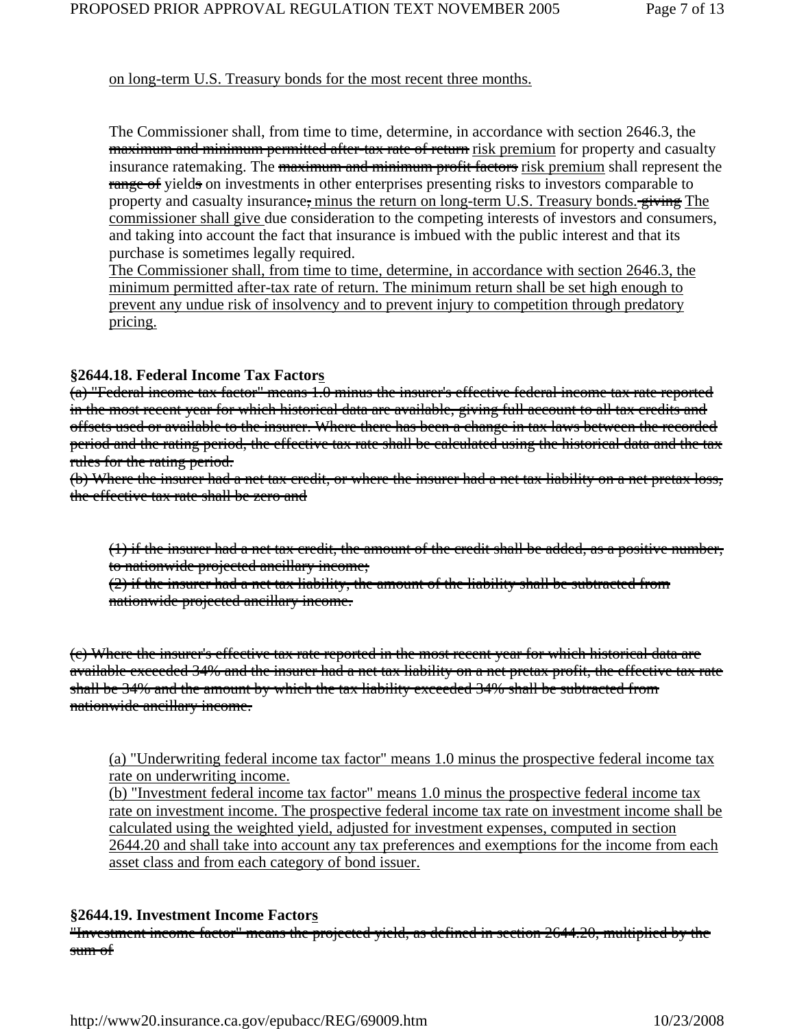on long-term U.S. Treasury bonds for the most recent three months.

The Commissioner shall, from time to time, determine, in accordance with section 2646.3, the ~~maximum and minimum permitted after-tax rate of return~~ risk premium for property and casualty insurance ratemaking. The ~~maximum and minimum profit factors~~ risk premium shall represent the ~~range of~~ yield~~s~~ on investments in other enterprises presenting risks to investors comparable to property and casualty insurance~~,~~ minus the return on long-term U.S. Treasury bonds. ~~giving~~ The commissioner shall give due consideration to the competing interests of investors and consumers, and taking into account the fact that insurance is imbued with the public interest and that its purchase is sometimes legally required.

The Commissioner shall, from time to time, determine, in accordance with section 2646.3, the minimum permitted after-tax rate of return. The minimum return shall be set high enough to prevent any undue risk of insolvency and to prevent injury to competition through predatory pricing.

**§2644.18. Federal Income Tax Factors**

~~(a) "Federal income tax factor" means 1.0 minus the insurer's effective federal income tax rate reported in the most recent year for which historical data are available, giving full account to all tax credits and offsets used or available to the insurer. Where there has been a change in tax laws between the recorded period and the rating period, the effective tax rate shall be calculated using the historical data and the tax rules for the rating period.~~

~~(b) Where the insurer had a net tax credit, or where the insurer had a net tax liability on a net pretax loss, the effective tax rate shall be zero and~~

~~(1) if the insurer had a net tax credit, the amount of the credit shall be added, as a positive number, to nationwide projected ancillary income;~~

~~(2) if the insurer had a net tax liability, the amount of the liability shall be subtracted from nationwide projected ancillary income.~~

~~(c) Where the insurer's effective tax rate reported in the most recent year for which historical data are available exceeded 34% and the insurer had a net tax liability on a net pretax profit, the effective tax rate shall be 34% and the amount by which the tax liability exceeded 34% shall be subtracted from nationwide ancillary income.~~

(a) "Underwriting federal income tax factor" means 1.0 minus the prospective federal income tax rate on underwriting income.

(b) "Investment federal income tax factor" means 1.0 minus the prospective federal income tax rate on investment income. The prospective federal income tax rate on investment income shall be calculated using the weighted yield, adjusted for investment expenses, computed in section 2644.20 and shall take into account any tax preferences and exemptions for the income from each asset class and from each category of bond issuer.

**§2644.19. Investment Income Factors**

~~"Investment income factor" means the projected yield, as defined in section 2644.20, multiplied by the sum of~~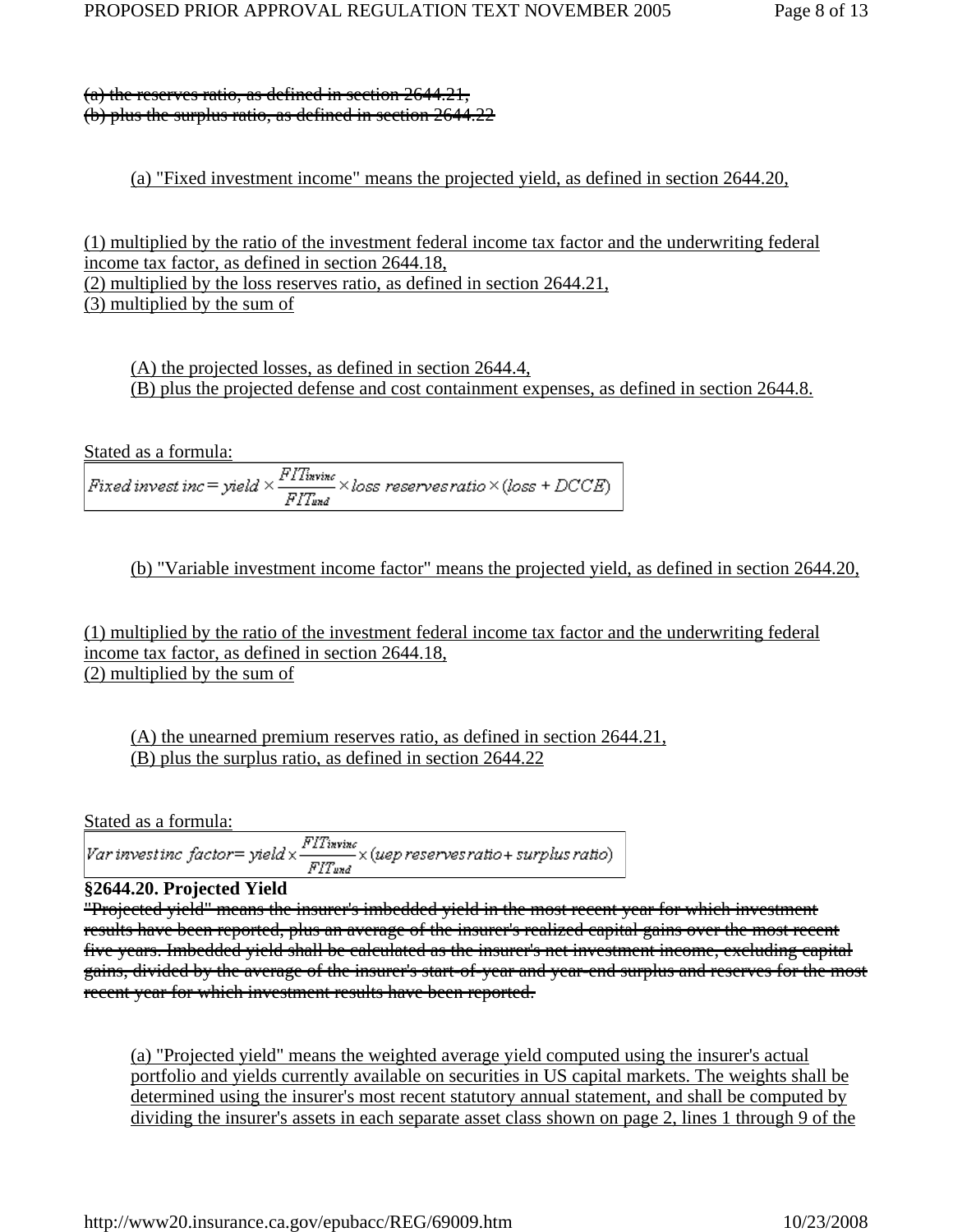~~(a) the reserves ratio, as defined in section 2644.21,~~
~~(b) plus the surplus ratio, as defined in section 2644.22~~

(a) "Fixed investment income" means the projected yield, as defined in section 2644.20,

(1) multiplied by the ratio of the investment federal income tax factor and the underwriting federal income tax factor, as defined in section 2644.18,
(2) multiplied by the loss reserves ratio, as defined in section 2644.21,
(3) multiplied by the sum of

(A) the projected losses, as defined in section 2644.4,
(B) plus the projected defense and cost containment expenses, as defined in section 2644.8.

Stated as a formula:

$$Fixed\ invest\ inc = yield \times \frac{FIT_{invinc}}{FIT_{und}} \times loss\ reserves\ ratio \times (loss + DCCE)$$

(b) "Variable investment income factor" means the projected yield, as defined in section 2644.20,

(1) multiplied by the ratio of the investment federal income tax factor and the underwriting federal income tax factor, as defined in section 2644.18,
(2) multiplied by the sum of

(A) the unearned premium reserves ratio, as defined in section 2644.21,
(B) plus the surplus ratio, as defined in section 2644.22

Stated as a formula:

$$Var\ invest\ inc\ factor = yield \times \frac{FIT_{invinc}}{FIT_{und}} \times (uep\ reserves\ ratio + surplus\ ratio)$$

**§2644.20. Projected Yield**

~~"Projected yield" means the insurer's imbedded yield in the most recent year for which investment results have been reported, plus an average of the insurer's realized capital gains over the most recent five years. Imbedded yield shall be calculated as the insurer's net investment income, excluding capital gains, divided by the average of the insurer's start-of-year and year-end surplus and reserves for the most recent year for which investment results have been reported.~~

(a) "Projected yield" means the weighted average yield computed using the insurer's actual portfolio and yields currently available on securities in US capital markets. The weights shall be determined using the insurer's most recent statutory annual statement, and shall be computed by dividing the insurer's assets in each separate asset class shown on page 2, lines 1 through 9 of the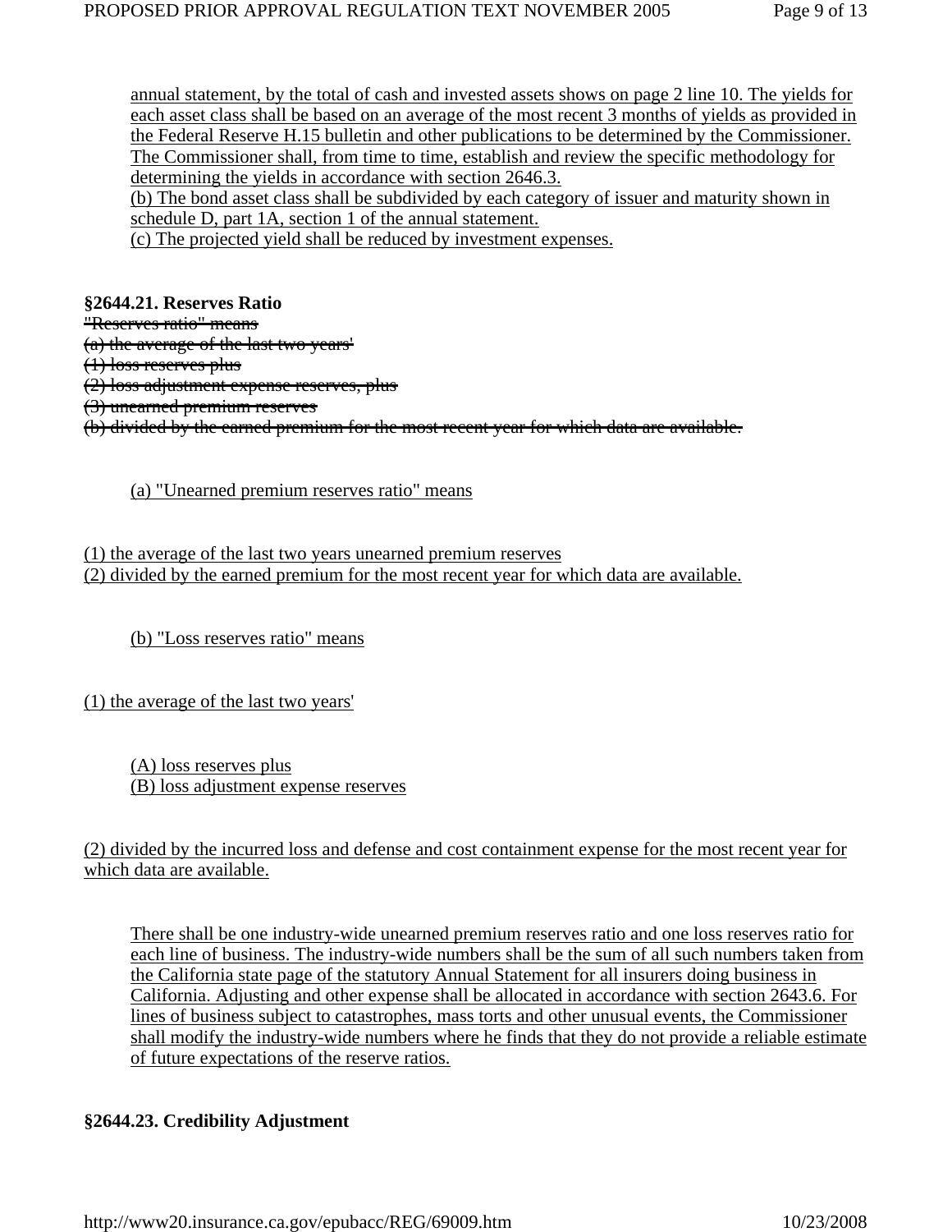annual statement, by the total of cash and invested assets shows on page 2 line 10. The yields for each asset class shall be based on an average of the most recent 3 months of yields as provided in the Federal Reserve H.15 bulletin and other publications to be determined by the Commissioner. The Commissioner shall, from time to time, establish and review the specific methodology for determining the yields in accordance with section 2646.3.

(b) The bond asset class shall be subdivided by each category of issuer and maturity shown in schedule D, part 1A, section 1 of the annual statement.

(c) The projected yield shall be reduced by investment expenses.

**§2644.21. Reserves Ratio**

~~"Reserves ratio" means~~

~~(a) the average of the last two years'~~

~~(1) loss reserves plus~~

~~(2) loss adjustment expense reserves, plus~~

~~(3) unearned premium reserves~~

~~(b) divided by the earned premium for the most recent year for which data are available.~~

(a) "Unearned premium reserves ratio" means

(1) the average of the last two years unearned premium reserves

(2) divided by the earned premium for the most recent year for which data are available.

(b) "Loss reserves ratio" means

(1) the average of the last two years'

(A) loss reserves plus

(B) loss adjustment expense reserves

(2) divided by the incurred loss and defense and cost containment expense for the most recent year for which data are available.

There shall be one industry-wide unearned premium reserves ratio and one loss reserves ratio for each line of business. The industry-wide numbers shall be the sum of all such numbers taken from the California state page of the statutory Annual Statement for all insurers doing business in California. Adjusting and other expense shall be allocated in accordance with section 2643.6. For lines of business subject to catastrophes, mass torts and other unusual events, the Commissioner shall modify the industry-wide numbers where he finds that they do not provide a reliable estimate of future expectations of the reserve ratios.

**§2644.23. Credibility Adjustment**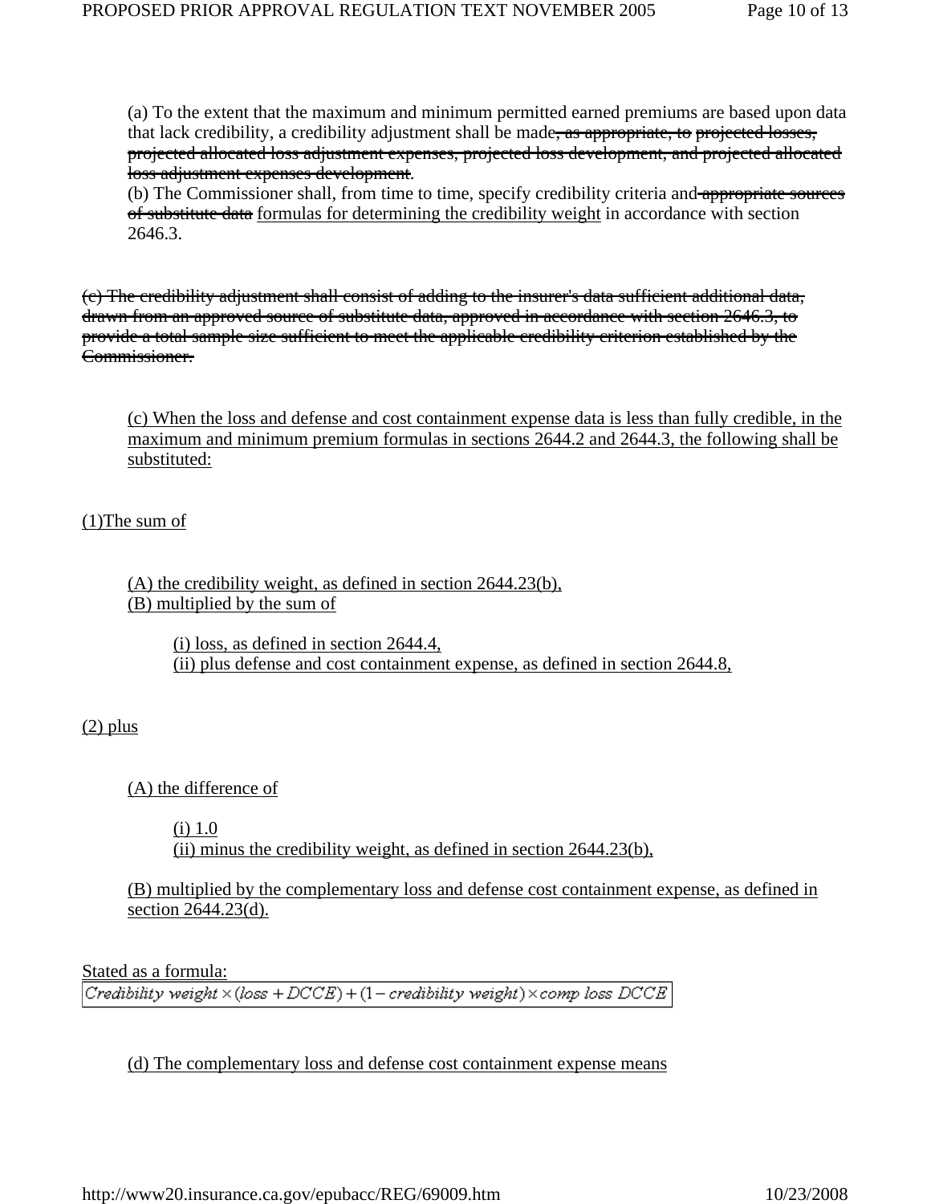(a) To the extent that the maximum and minimum permitted earned premiums are based upon data that lack credibility, a credibility adjustment shall be made~~, as appropriate, to~~ ~~projected losses, projected allocated loss adjustment expenses, projected loss development, and projected allocated loss adjustment expenses development~~.

(b) The Commissioner shall, from time to time, specify credibility criteria and ~~appropriate sources of substitute data~~ <u>formulas for determining the credibility weight</u> in accordance with section 2646.3.

~~(c) The credibility adjustment shall consist of adding to the insurer's data sufficient additional data, drawn from an approved source of substitute data, approved in accordance with section 2646.3, to provide a total sample size sufficient to meet the applicable credibility criterion established by the Commissioner.~~

<u>(c) When the loss and defense and cost containment expense data is less than fully credible, in the maximum and minimum premium formulas in sections 2644.2 and 2644.3, the following shall be substituted:</u>

<u>(1)The sum of</u>

<u>(A) the credibility weight, as defined in section 2644.23(b),</u>
<u>(B) multiplied by the sum of</u>

<u>(i) loss, as defined in section 2644.4,</u>
<u>(ii) plus defense and cost containment expense, as defined in section 2644.8,</u>

<u>(2) plus</u>

<u>(A) the difference of</u>

<u>(i) 1.0</u>
<u>(ii) minus the credibility weight, as defined in section 2644.23(b),</u>

<u>(B) multiplied by the complementary loss and defense cost containment expense, as defined in section 2644.23(d).</u>

<u>Stated as a formula:</u>

$$Credibility\ weight \times (loss + DCCE) + (1 - credibility\ weight) \times comp\ loss\ DCCE$$

<u>(d) The complementary loss and defense cost containment expense means</u>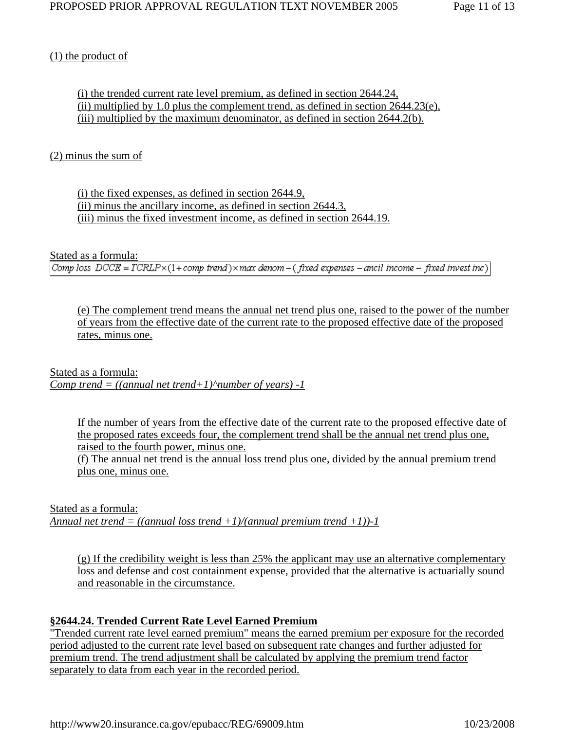(1) the product of

(i) the trended current rate level premium, as defined in section 2644.24,
(ii) multiplied by 1.0 plus the complement trend, as defined in section 2644.23(e),
(iii) multiplied by the maximum denominator, as defined in section 2644.2(b).

(2) minus the sum of

(i) the fixed expenses, as defined in section 2644.9,
(ii) minus the ancillary income, as defined in section 2644.3,
(iii) minus the fixed investment income, as defined in section 2644.19.

Stated as a formula:

$$\text{Comp loss DCCE} = TCRLP \times (1 + \text{comp trend}) \times \text{max denom} - (\text{fixed expenses} - \text{ancil income} - \text{fixed invest inc})$$

(e) The complement trend means the annual net trend plus one, raised to the power of the number of years from the effective date of the current rate to the proposed effective date of the proposed rates, minus one.

Stated as a formula:
*Comp trend = ((annual net trend+1)^number of years) -1*

If the number of years from the effective date of the current rate to the proposed effective date of the proposed rates exceeds four, the complement trend shall be the annual net trend plus one, raised to the fourth power, minus one.
(f) The annual net trend is the annual loss trend plus one, divided by the annual premium trend plus one, minus one.

Stated as a formula:
*Annual net trend = ((annual loss trend +1)/(annual premium trend +1))-1*

(g) If the credibility weight is less than 25% the applicant may use an alternative complementary loss and defense and cost containment expense, provided that the alternative is actuarially sound and reasonable in the circumstance.

**§2644.24. Trended Current Rate Level Earned Premium**

"Trended current rate level earned premium" means the earned premium per exposure for the recorded period adjusted to the current rate level based on subsequent rate changes and further adjusted for premium trend. The trend adjustment shall be calculated by applying the premium trend factor separately to data from each year in the recorded period.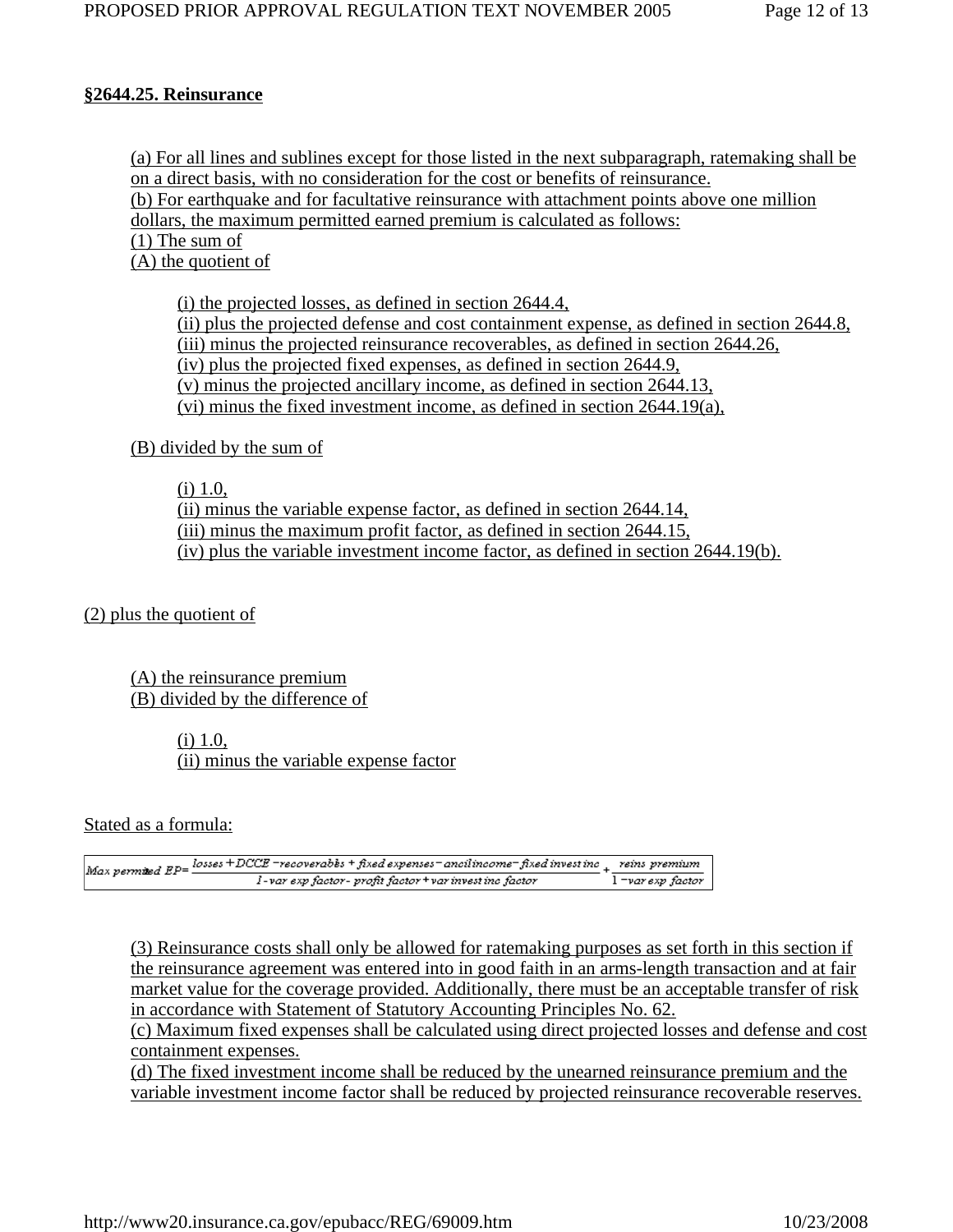### §2644.25. Reinsurance

(a) For all lines and sublines except for those listed in the next subparagraph, ratemaking shall be on a direct basis, with no consideration for the cost or benefits of reinsurance.
(b) For earthquake and for facultative reinsurance with attachment points above one million dollars, the maximum permitted earned premium is calculated as follows:
(1) The sum of
(A) the quotient of

(i) the projected losses, as defined in section 2644.4,
(ii) plus the projected defense and cost containment expense, as defined in section 2644.8,
(iii) minus the projected reinsurance recoverables, as defined in section 2644.26,
(iv) plus the projected fixed expenses, as defined in section 2644.9,
(v) minus the projected ancillary income, as defined in section 2644.13,
(vi) minus the fixed investment income, as defined in section 2644.19(a),

(B) divided by the sum of

(i) 1.0,
(ii) minus the variable expense factor, as defined in section 2644.14,
(iii) minus the maximum profit factor, as defined in section 2644.15,
(iv) plus the variable investment income factor, as defined in section 2644.19(b).

(2) plus the quotient of

(A) the reinsurance premium
(B) divided by the difference of

(i) 1.0,
(ii) minus the variable expense factor

Stated as a formula:

$$\text{Max permitted EP} = \frac{\text{losses} + \text{DCCE} - \text{recoverables} + \text{fixed expenses} - \text{ancil income} - \text{fixed invest inc}}{1 - \text{var exp factor} - \text{profit factor} + \text{var invest inc factor}} + \frac{\text{reins premium}}{1 - \text{var exp factor}}$$

(3) Reinsurance costs shall only be allowed for ratemaking purposes as set forth in this section if the reinsurance agreement was entered into in good faith in an arms-length transaction and at fair market value for the coverage provided. Additionally, there must be an acceptable transfer of risk in accordance with Statement of Statutory Accounting Principles No. 62.
(c) Maximum fixed expenses shall be calculated using direct projected losses and defense and cost containment expenses.
(d) The fixed investment income shall be reduced by the unearned reinsurance premium and the variable investment income factor shall be reduced by projected reinsurance recoverable reserves.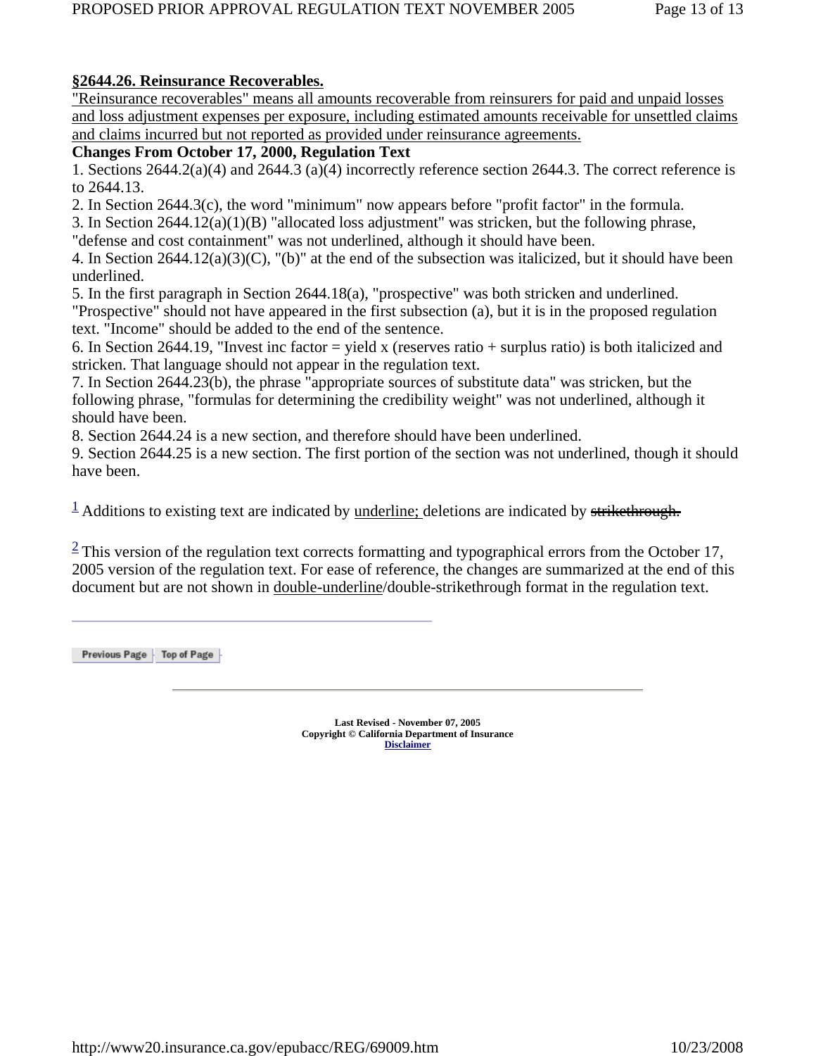**§2644.26. Reinsurance Recoverables.**

"Reinsurance recoverables" means all amounts recoverable from reinsurers for paid and unpaid losses and loss adjustment expenses per exposure, including estimated amounts receivable for unsettled claims and claims incurred but not reported as provided under reinsurance agreements.

**Changes From October 17, 2000, Regulation Text**

1. Sections 2644.2(a)(4) and 2644.3 (a)(4) incorrectly reference section 2644.3. The correct reference is to 2644.13.
2. In Section 2644.3(c), the word "minimum" now appears before "profit factor" in the formula.
3. In Section 2644.12(a)(1)(B) "allocated loss adjustment" was stricken, but the following phrase, "defense and cost containment" was not underlined, although it should have been.
4. In Section 2644.12(a)(3)(C), "(b)" at the end of the subsection was italicized, but it should have been underlined.
5. In the first paragraph in Section 2644.18(a), "prospective" was both stricken and underlined. "Prospective" should not have appeared in the first subsection (a), but it is in the proposed regulation text. "Income" should be added to the end of the sentence.
6. In Section 2644.19, "Invest inc factor = yield x (reserves ratio + surplus ratio) is both italicized and stricken. That language should not appear in the regulation text.
7. In Section 2644.23(b), the phrase "appropriate sources of substitute data" was stricken, but the following phrase, "formulas for determining the credibility weight" was not underlined, although it should have been.
8. Section 2644.24 is a new section, and therefore should have been underlined.
9. Section 2644.25 is a new section. The first portion of the section was not underlined, though it should have been.

[1] Additions to existing text are indicated by underline; deletions are indicated by ~~strikethrough.~~

[2] This version of the regulation text corrects formatting and typographical errors from the October 17, 2005 version of the regulation text. For ease of reference, the changes are summarized at the end of this document but are not shown in double-underline/double-strikethrough format in the regulation text.

Previous Page | Top of Page

Last Revised - November 07, 2005
Copyright © California Department of Insurance
Disclaimer